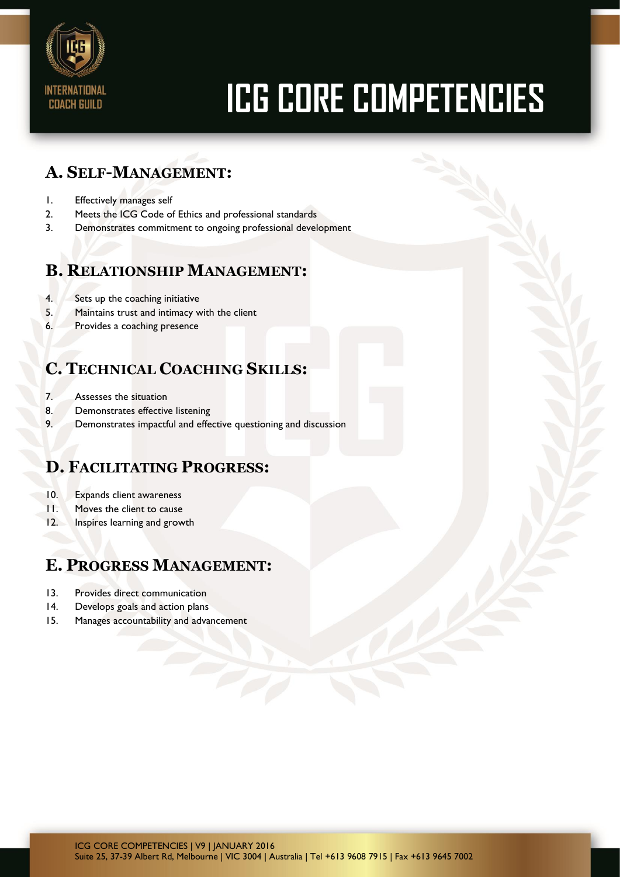INTERNATIONAL COACH GUILD

# ICG CORE COMPETENCIES

## A. Self-Management:

1. Effectively manages self
2. Meets the ICG Code of Ethics and professional standards
3. Demonstrates commitment to ongoing professional development

## B. Relationship Management:

4. Sets up the coaching initiative
5. Maintains trust and intimacy with the client
6. Provides a coaching presence

## C. Technical Coaching Skills:

7. Assesses the situation
8. Demonstrates effective listening
9. Demonstrates impactful and effective questioning and discussion

## D. Facilitating Progress:

10. Expands client awareness
11. Moves the client to cause
12. Inspires learning and growth

## E. Progress Management:

13. Provides direct communication
14. Develops goals and action plans
15. Manages accountability and advancement

ICG CORE COMPETENCIES | V9 | JANUARY 2016
Suite 25, 37-39 Albert Rd, Melbourne | VIC 3004 | Australia | Tel +613 9608 7915 | Fax +613 9645 7002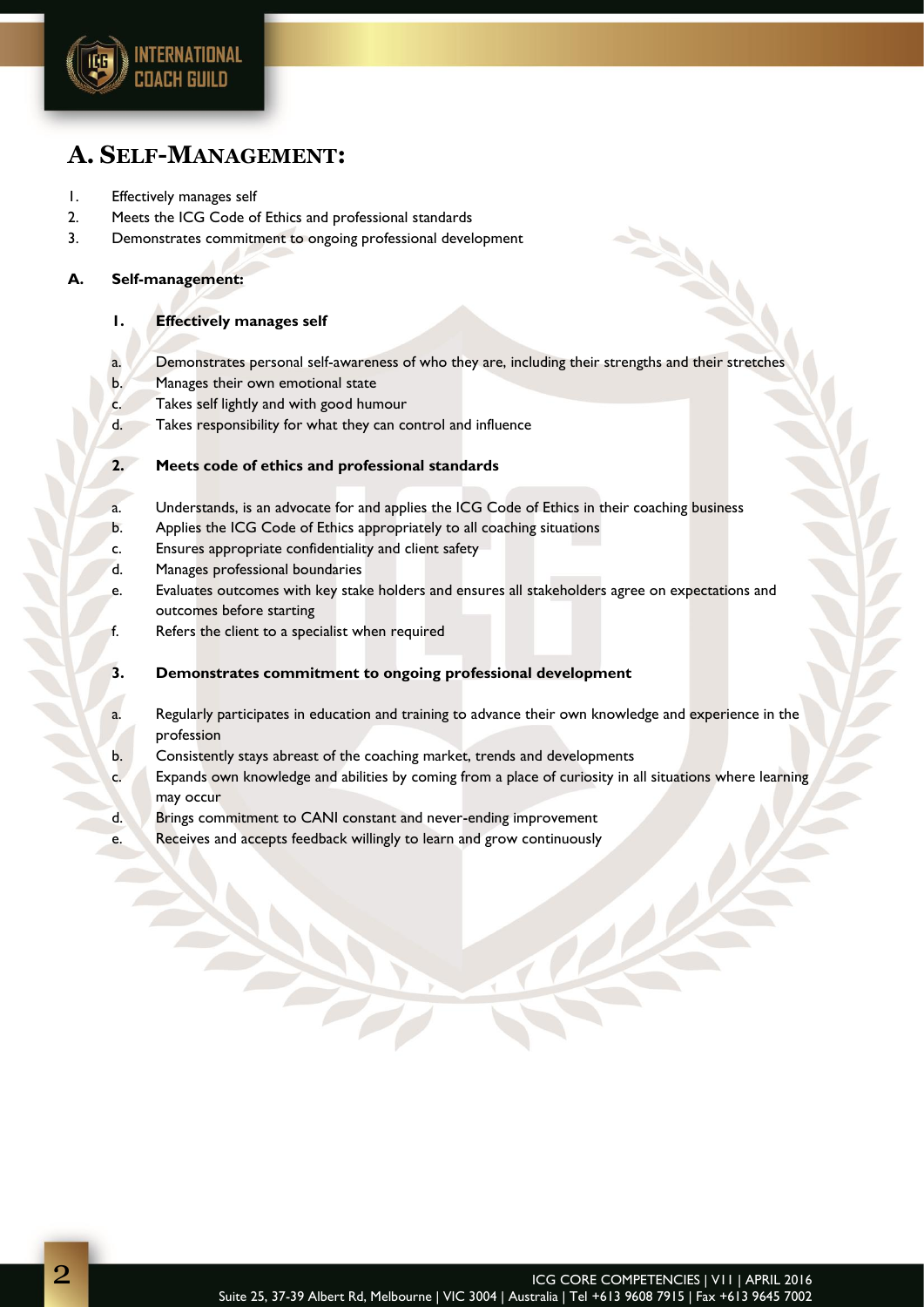# A. Self-Management:

1. Effectively manages self
2. Meets the ICG Code of Ethics and professional standards
3. Demonstrates commitment to ongoing professional development

**A. Self-management:**

**1. Effectively manages self**

a. Demonstrates personal self-awareness of who they are, including their strengths and their stretches
b. Manages their own emotional state
c. Takes self lightly and with good humour
d. Takes responsibility for what they can control and influence

**2. Meets code of ethics and professional standards**

a. Understands, is an advocate for and applies the ICG Code of Ethics in their coaching business
b. Applies the ICG Code of Ethics appropriately to all coaching situations
c. Ensures appropriate confidentiality and client safety
d. Manages professional boundaries
e. Evaluates outcomes with key stake holders and ensures all stakeholders agree on expectations and outcomes before starting
f. Refers the client to a specialist when required

**3. Demonstrates commitment to ongoing professional development**

a. Regularly participates in education and training to advance their own knowledge and experience in the profession
b. Consistently stays abreast of the coaching market, trends and developments
c. Expands own knowledge and abilities by coming from a place of curiosity in all situations where learning may occur
d. Brings commitment to CANI constant and never-ending improvement
e. Receives and accepts feedback willingly to learn and grow continuously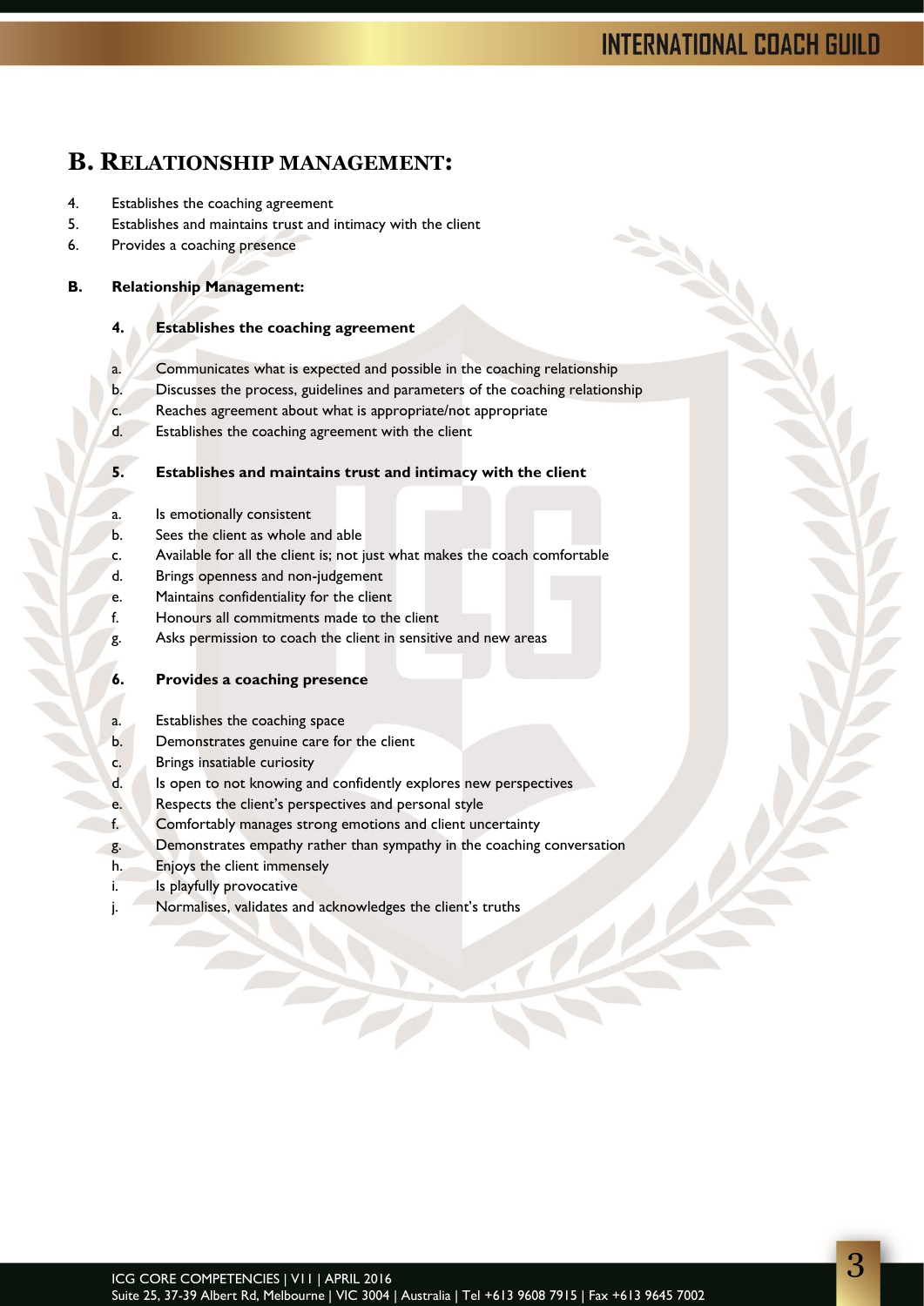## B. RELATIONSHIP MANAGEMENT:

4. Establishes the coaching agreement
5. Establishes and maintains trust and intimacy with the client
6. Provides a coaching presence

**B. Relationship Management:**

**4. Establishes the coaching agreement**

a. Communicates what is expected and possible in the coaching relationship
b. Discusses the process, guidelines and parameters of the coaching relationship
c. Reaches agreement about what is appropriate/not appropriate
d. Establishes the coaching agreement with the client

**5. Establishes and maintains trust and intimacy with the client**

a. Is emotionally consistent
b. Sees the client as whole and able
c. Available for all the client is; not just what makes the coach comfortable
d. Brings openness and non-judgement
e. Maintains confidentiality for the client
f. Honours all commitments made to the client
g. Asks permission to coach the client in sensitive and new areas

**6. Provides a coaching presence**

a. Establishes the coaching space
b. Demonstrates genuine care for the client
c. Brings insatiable curiosity
d. Is open to not knowing and confidently explores new perspectives
e. Respects the client's perspectives and personal style
f. Comfortably manages strong emotions and client uncertainty
g. Demonstrates empathy rather than sympathy in the coaching conversation
h. Enjoys the client immensely
i. Is playfully provocative
j. Normalises, validates and acknowledges the client's truths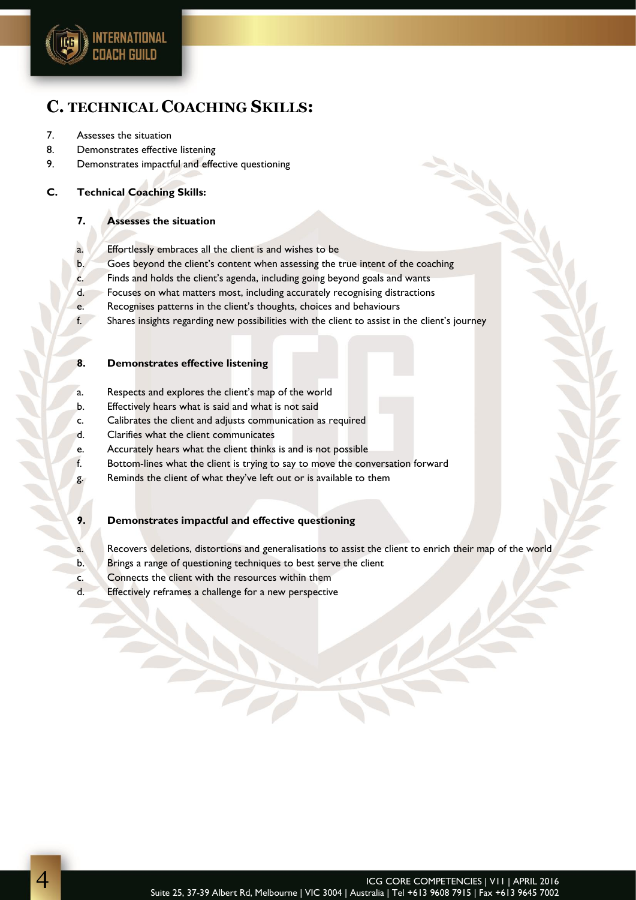## C. TECHNICAL COACHING SKILLS:

7. Assesses the situation
8. Demonstrates effective listening
9. Demonstrates impactful and effective questioning

### C. Technical Coaching Skills:

#### 7. Assesses the situation

a. Effortlessly embraces all the client is and wishes to be
b. Goes beyond the client's content when assessing the true intent of the coaching
c. Finds and holds the client's agenda, including going beyond goals and wants
d. Focuses on what matters most, including accurately recognising distractions
e. Recognises patterns in the client's thoughts, choices and behaviours
f. Shares insights regarding new possibilities with the client to assist in the client's journey

#### 8. Demonstrates effective listening

a. Respects and explores the client's map of the world
b. Effectively hears what is said and what is not said
c. Calibrates the client and adjusts communication as required
d. Clarifies what the client communicates
e. Accurately hears what the client thinks is and is not possible
f. Bottom-lines what the client is trying to say to move the conversation forward
g. Reminds the client of what they've left out or is available to them

#### 9. Demonstrates impactful and effective questioning

a. Recovers deletions, distortions and generalisations to assist the client to enrich their map of the world
b. Brings a range of questioning techniques to best serve the client
c. Connects the client with the resources within them
d. Effectively reframes a challenge for a new perspective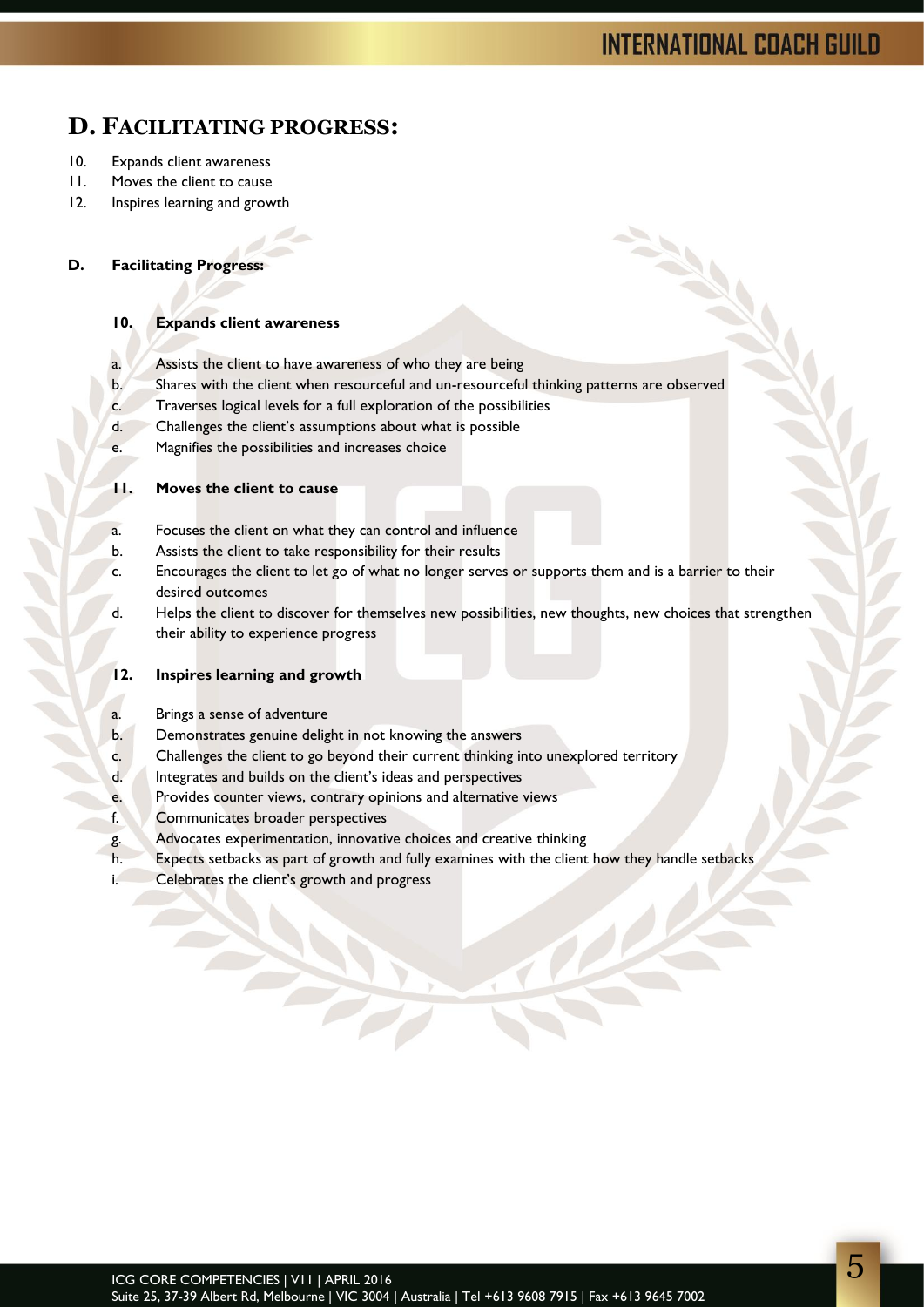# D. FACILITATING PROGRESS:

10. Expands client awareness
11. Moves the client to cause
12. Inspires learning and growth

## D. Facilitating Progress:

### 10. Expands client awareness

a. Assists the client to have awareness of who they are being
b. Shares with the client when resourceful and un-resourceful thinking patterns are observed
c. Traverses logical levels for a full exploration of the possibilities
d. Challenges the client's assumptions about what is possible
e. Magnifies the possibilities and increases choice

### 11. Moves the client to cause

a. Focuses the client on what they can control and influence
b. Assists the client to take responsibility for their results
c. Encourages the client to let go of what no longer serves or supports them and is a barrier to their desired outcomes
d. Helps the client to discover for themselves new possibilities, new thoughts, new choices that strengthen their ability to experience progress

### 12. Inspires learning and growth

a. Brings a sense of adventure
b. Demonstrates genuine delight in not knowing the answers
c. Challenges the client to go beyond their current thinking into unexplored territory
d. Integrates and builds on the client's ideas and perspectives
e. Provides counter views, contrary opinions and alternative views
f. Communicates broader perspectives
g. Advocates experimentation, innovative choices and creative thinking
h. Expects setbacks as part of growth and fully examines with the client how they handle setbacks
i. Celebrates the client's growth and progress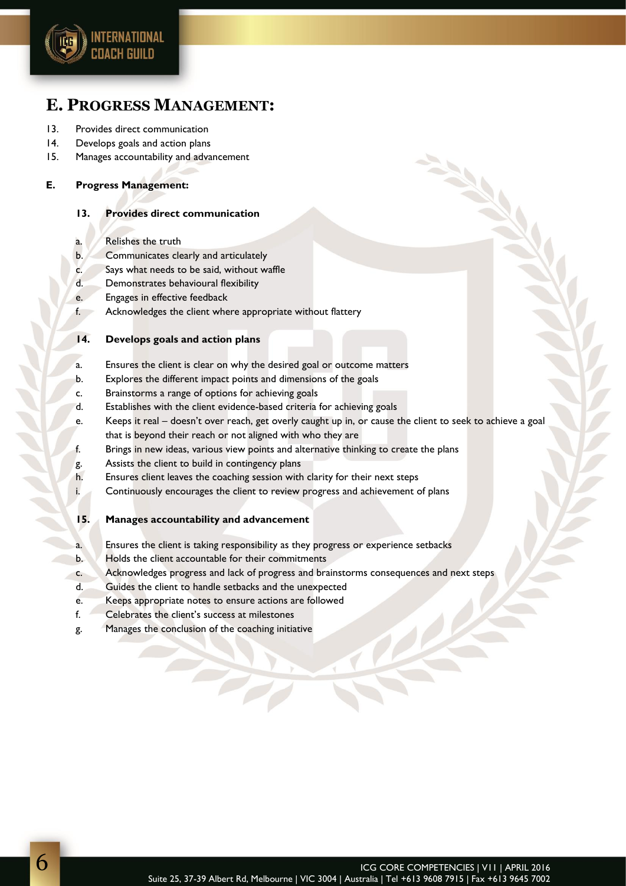## E. Progress Management:

13. Provides direct communication
14. Develops goals and action plans
15. Manages accountability and advancement

**E. Progress Management:**

**13. Provides direct communication**

a. Relishes the truth
b. Communicates clearly and articulately
c. Says what needs to be said, without waffle
d. Demonstrates behavioural flexibility
e. Engages in effective feedback
f. Acknowledges the client where appropriate without flattery

**14. Develops goals and action plans**

a. Ensures the client is clear on why the desired goal or outcome matters
b. Explores the different impact points and dimensions of the goals
c. Brainstorms a range of options for achieving goals
d. Establishes with the client evidence-based criteria for achieving goals
e. Keeps it real – doesn't over reach, get overly caught up in, or cause the client to seek to achieve a goal that is beyond their reach or not aligned with who they are
f. Brings in new ideas, various view points and alternative thinking to create the plans
g. Assists the client to build in contingency plans
h. Ensures client leaves the coaching session with clarity for their next steps
i. Continuously encourages the client to review progress and achievement of plans

**15. Manages accountability and advancement**

a. Ensures the client is taking responsibility as they progress or experience setbacks
b. Holds the client accountable for their commitments
c. Acknowledges progress and lack of progress and brainstorms consequences and next steps
d. Guides the client to handle setbacks and the unexpected
e. Keeps appropriate notes to ensure actions are followed
f. Celebrates the client's success at milestones
g. Manages the conclusion of the coaching initiative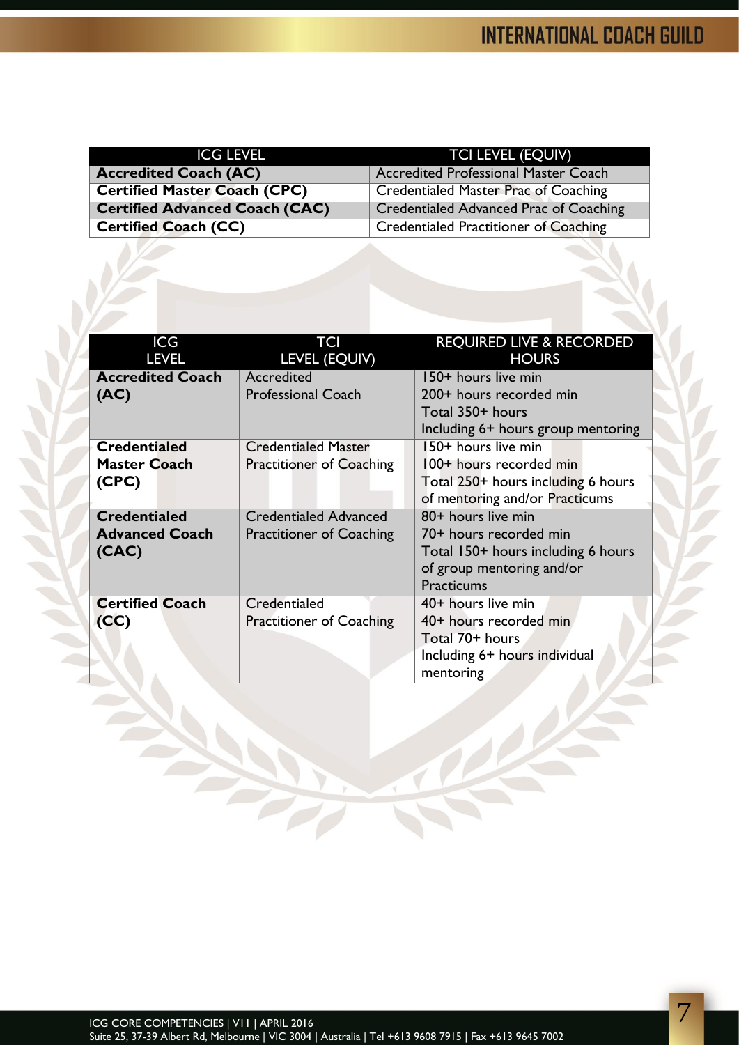| ICG LEVEL | TCI LEVEL (EQUIV) |
|---|---|
| **Accredited Coach (AC)** | Accredited Professional Master Coach |
| **Certified Master Coach (CPC)** | Credentialed Master Prac of Coaching |
| **Certified Advanced Coach (CAC)** | Credentialed Advanced Prac of Coaching |
| **Certified Coach (CC)** | Credentialed Practitioner of Coaching |

| ICG LEVEL | TCI LEVEL (EQUIV) | REQUIRED LIVE & RECORDED HOURS |
|---|---|---|
| **Accredited Coach (AC)** | Accredited Professional Coach | 150+ hours live min<br>200+ hours recorded min<br>Total 350+ hours<br>Including 6+ hours group mentoring |
| **Credentialed Master Coach (CPC)** | Credentialed Master Practitioner of Coaching | 150+ hours live min<br>100+ hours recorded min<br>Total 250+ hours including 6 hours of mentoring and/or Practicums |
| **Credentialed Advanced Coach (CAC)** | Credentialed Advanced Practitioner of Coaching | 80+ hours live min<br>70+ hours recorded min<br>Total 150+ hours including 6 hours of group mentoring and/or Practicums |
| **Certified Coach (CC)** | Credentialed Practitioner of Coaching | 40+ hours live min<br>40+ hours recorded min<br>Total 70+ hours<br>Including 6+ hours individual mentoring |